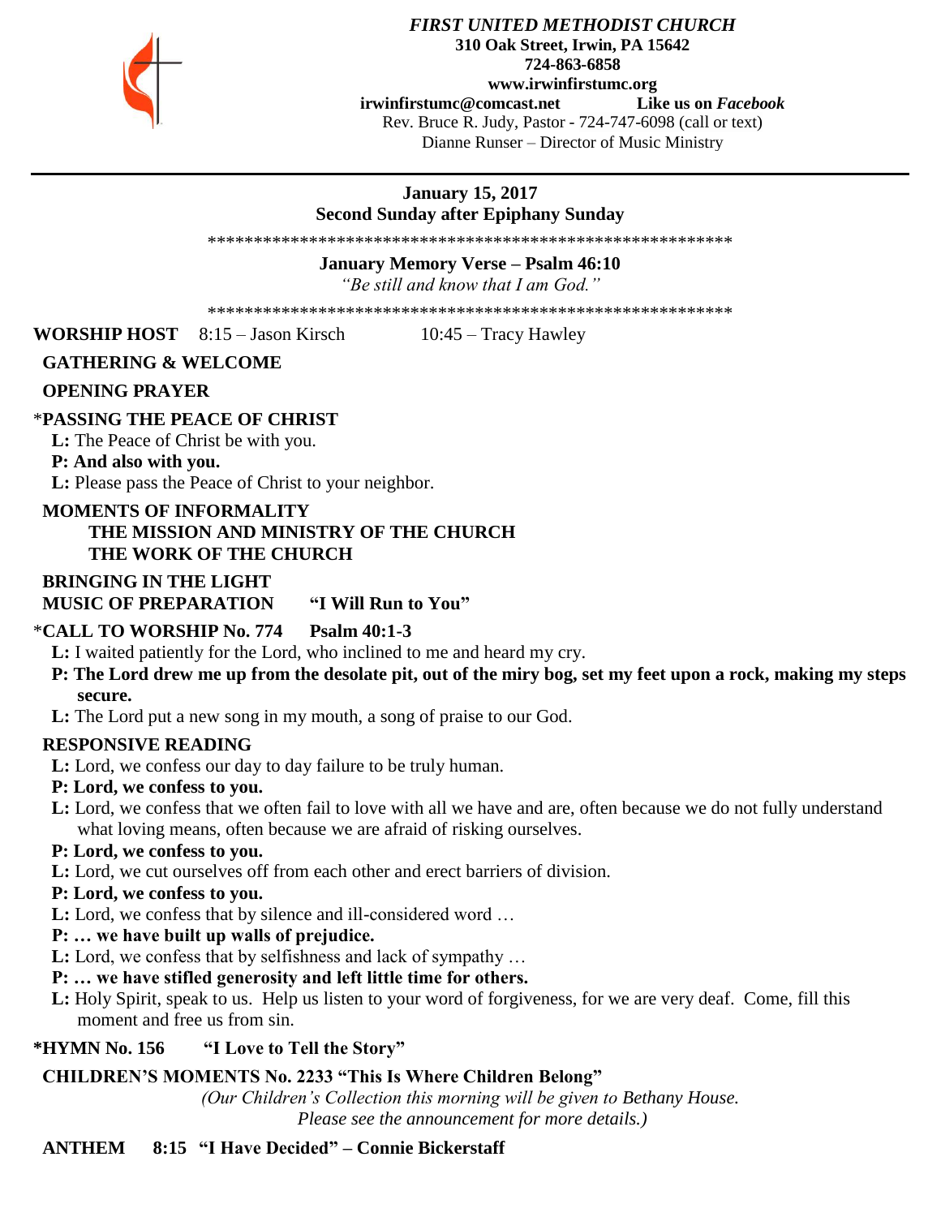***FIRST UNITED METHODIST CHURCH***
**310 Oak Street, Irwin, PA 15642**
**724-863-6858**
**www.irwinfirstumc.org**
**irwinfirstumc@comcast.net** **Like us on *Facebook***
Rev. Bruce R. Judy, Pastor - 724-747-6098 (call or text)
Dianne Runser – Director of Music Ministry

---

**January 15, 2017**
**Second Sunday after Epiphany Sunday**

*************************************************************

**January Memory Verse – Psalm 46:10**

*"Be still and know that I am God."*

*************************************************************

**WORSHIP HOST** 8:15 – Jason Kirsch 10:45 – Tracy Hawley

**GATHERING & WELCOME**

**OPENING PRAYER**

***PASSING THE PEACE OF CHRIST**

**L:** The Peace of Christ be with you.

**P: And also with you.**

**L:** Please pass the Peace of Christ to your neighbor.

**MOMENTS OF INFORMALITY**

**THE MISSION AND MINISTRY OF THE CHURCH**

**THE WORK OF THE CHURCH**

**BRINGING IN THE LIGHT**

**MUSIC OF PREPARATION "I Will Run to You"**

***CALL TO WORSHIP No. 774 Psalm 40:1-3**

**L:** I waited patiently for the Lord, who inclined to me and heard my cry.

**P: The Lord drew me up from the desolate pit, out of the miry bog, set my feet upon a rock, making my steps secure.**

**L:** The Lord put a new song in my mouth, a song of praise to our God.

**RESPONSIVE READING**

**L:** Lord, we confess our day to day failure to be truly human.

**P: Lord, we confess to you.**

**L:** Lord, we confess that we often fail to love with all we have and are, often because we do not fully understand what loving means, often because we are afraid of risking ourselves.

**P: Lord, we confess to you.**

**L:** Lord, we cut ourselves off from each other and erect barriers of division.

**P: Lord, we confess to you.**

**L:** Lord, we confess that by silence and ill-considered word …

**P: … we have built up walls of prejudice.**

**L:** Lord, we confess that by selfishness and lack of sympathy …

**P: … we have stifled generosity and left little time for others.**

**L:** Holy Spirit, speak to us. Help us listen to your word of forgiveness, for we are very deaf. Come, fill this moment and free us from sin.

***HYMN No. 156 "I Love to Tell the Story"**

**CHILDREN'S MOMENTS No. 2233 "This Is Where Children Belong"**

*(Our Children's Collection this morning will be given to Bethany House. Please see the announcement for more details.)*

**ANTHEM 8:15 "I Have Decided" – Connie Bickerstaff**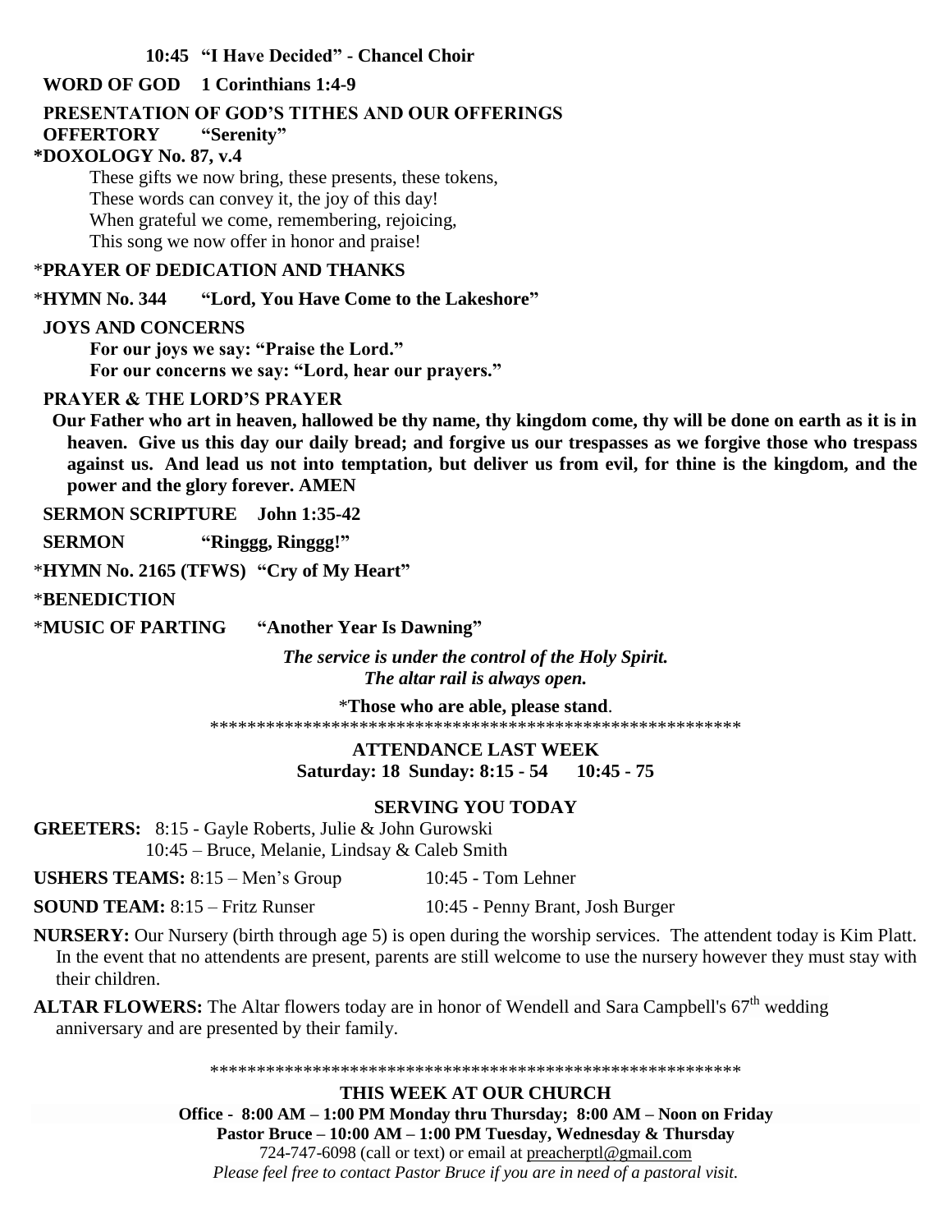**10:45 "I Have Decided" - Chancel Choir**

**WORD OF GOD 1 Corinthians 1:4-9**

**PRESENTATION OF GOD'S TITHES AND OUR OFFERINGS**

**OFFERTORY "Serenity"**

**\*DOXOLOGY No. 87, v.4**

These gifts we now bring, these presents, these tokens,
These words can convey it, the joy of this day!
When grateful we come, remembering, rejoicing,
This song we now offer in honor and praise!

\***PRAYER OF DEDICATION AND THANKS**

\***HYMN No. 344 "Lord, You Have Come to the Lakeshore"**

**JOYS AND CONCERNS**

**For our joys we say: "Praise the Lord."**
**For our concerns we say: "Lord, hear our prayers."**

**PRAYER & THE LORD'S PRAYER**

**Our Father who art in heaven, hallowed be thy name, thy kingdom come, thy will be done on earth as it is in heaven. Give us this day our daily bread; and forgive us our trespasses as we forgive those who trespass against us. And lead us not into temptation, but deliver us from evil, for thine is the kingdom, and the power and the glory forever. AMEN**

**SERMON SCRIPTURE John 1:35-42**

**SERMON "Ringgg, Ringgg!"**

\***HYMN No. 2165 (TFWS) "Cry of My Heart"**

\***BENEDICTION**

\***MUSIC OF PARTING "Another Year Is Dawning"**

***The service is under the control of the Holy Spirit.***
***The altar rail is always open.***

\***Those who are able, please stand**.

\*\*\*\*\*\*\*\*\*\*\*\*\*\*\*\*\*\*\*\*\*\*\*\*\*\*\*\*\*\*\*\*\*\*\*\*\*\*\*\*\*\*\*\*\*\*\*\*\*\*\*\*\*\*\*\*\*\*

**ATTENDANCE LAST WEEK**
**Saturday: 18 Sunday: 8:15 - 54 10:45 - 75**

**SERVING YOU TODAY**

**GREETERS:** 8:15 - Gayle Roberts, Julie & John Gurowski
10:45 – Bruce, Melanie, Lindsay & Caleb Smith

**USHERS TEAMS:** 8:15 – Men's Group 10:45 - Tom Lehner

**SOUND TEAM:** 8:15 – Fritz Runser 10:45 - Penny Brant, Josh Burger

**NURSERY:** Our Nursery (birth through age 5) is open during the worship services. The attendent today is Kim Platt. In the event that no attendents are present, parents are still welcome to use the nursery however they must stay with their children.

**ALTAR FLOWERS:** The Altar flowers today are in honor of Wendell and Sara Campbell's 67th wedding anniversary and are presented by their family.

\*\*\*\*\*\*\*\*\*\*\*\*\*\*\*\*\*\*\*\*\*\*\*\*\*\*\*\*\*\*\*\*\*\*\*\*\*\*\*\*\*\*\*\*\*\*\*\*\*\*\*\*\*\*\*\*\*\*

**THIS WEEK AT OUR CHURCH**

**Office - 8:00 AM – 1:00 PM Monday thru Thursday; 8:00 AM – Noon on Friday**
**Pastor Bruce – 10:00 AM – 1:00 PM Tuesday, Wednesday & Thursday**
724-747-6098 (call or text) or email at preacherptl@gmail.com
*Please feel free to contact Pastor Bruce if you are in need of a pastoral visit.*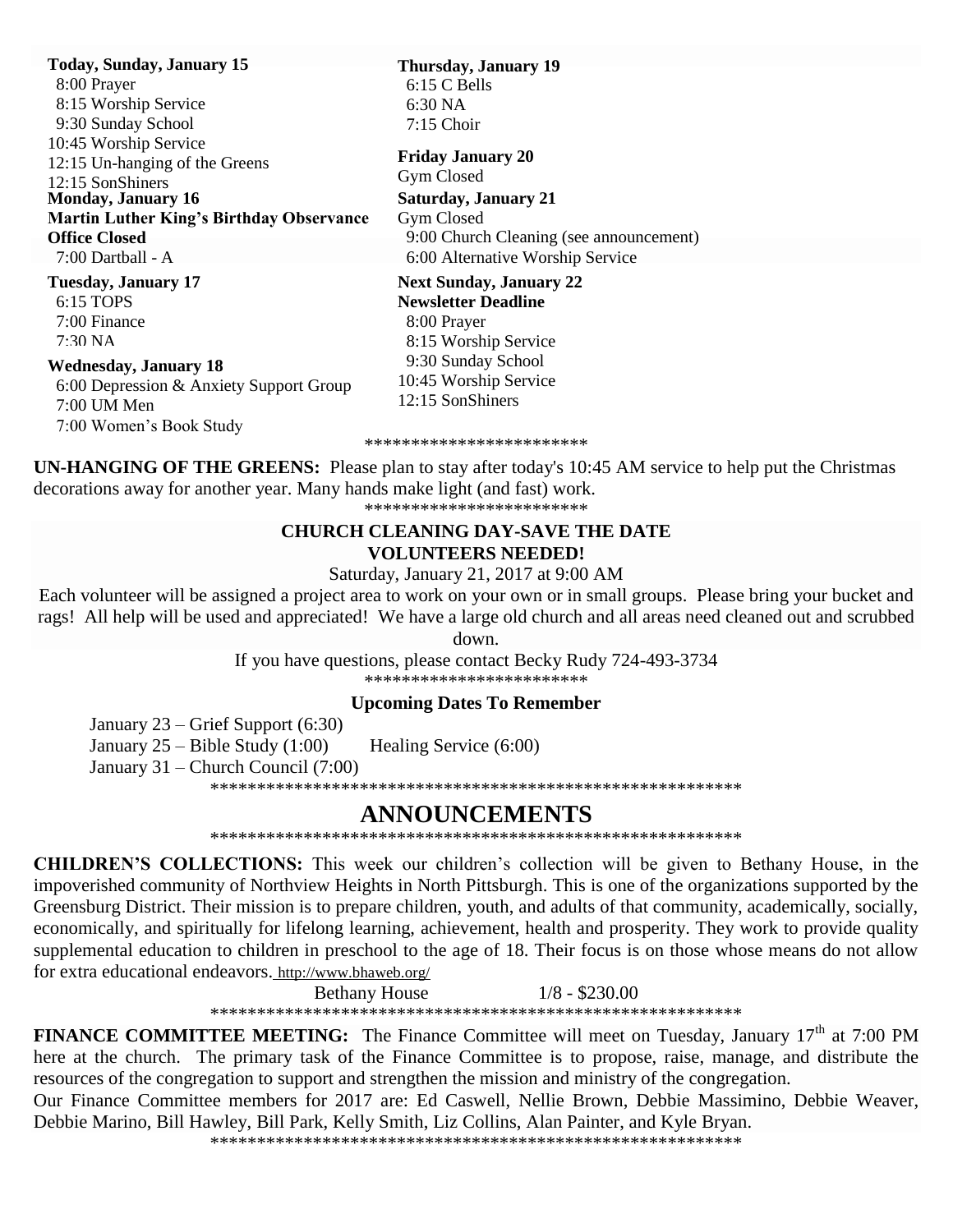**Today, Sunday, January 15**
8:00 Prayer
8:15 Worship Service
9:30 Sunday School
10:45 Worship Service
12:15 Un-hanging of the Greens
12:15 SonShiners

**Monday, January 16**
**Martin Luther King's Birthday Observance**
**Office Closed**
7:00 Dartball - A

**Tuesday, January 17**
6:15 TOPS
7:00 Finance
7:30 NA

**Wednesday, January 18**
6:00 Depression & Anxiety Support Group
7:00 UM Men
7:00 Women's Book Study

**Thursday, January 19**
6:15 C Bells
6:30 NA
7:15 Choir

**Friday January 20**
Gym Closed

**Saturday, January 21**
Gym Closed
9:00 Church Cleaning (see announcement)
6:00 Alternative Worship Service

**Next Sunday, January 22**
**Newsletter Deadline**
8:00 Prayer
8:15 Worship Service
9:30 Sunday School
10:45 Worship Service
12:15 SonShiners

************************

**UN-HANGING OF THE GREENS:** Please plan to stay after today's 10:45 AM service to help put the Christmas decorations away for another year. Many hands make light (and fast) work.

************************

**CHURCH CLEANING DAY-SAVE THE DATE**
**VOLUNTEERS NEEDED!**

Saturday, January 21, 2017 at 9:00 AM

Each volunteer will be assigned a project area to work on your own or in small groups. Please bring your bucket and rags! All help will be used and appreciated! We have a large old church and all areas need cleaned out and scrubbed down.

If you have questions, please contact Becky Rudy 724-493-3734

************************

**Upcoming Dates To Remember**

January 23 – Grief Support (6:30)
January 25 – Bible Study (1:00) Healing Service (6:00)
January 31 – Church Council (7:00)

*********************************************************

# ANNOUNCEMENTS

*********************************************************

**CHILDREN'S COLLECTIONS:** This week our children's collection will be given to Bethany House, in the impoverished community of Northview Heights in North Pittsburgh. This is one of the organizations supported by the Greensburg District. Their mission is to prepare children, youth, and adults of that community, academically, socially, economically, and spiritually for lifelong learning, achievement, health and prosperity. They work to provide quality supplemental education to children in preschool to the age of 18. Their focus is on those whose means do not allow for extra educational endeavors. http://www.bhaweb.org/

Bethany House 1/8 - $230.00

*********************************************************

**FINANCE COMMITTEE MEETING:** The Finance Committee will meet on Tuesday, January 17th at 7:00 PM here at the church. The primary task of the Finance Committee is to propose, raise, manage, and distribute the resources of the congregation to support and strengthen the mission and ministry of the congregation.

Our Finance Committee members for 2017 are: Ed Caswell, Nellie Brown, Debbie Massimino, Debbie Weaver, Debbie Marino, Bill Hawley, Bill Park, Kelly Smith, Liz Collins, Alan Painter, and Kyle Bryan.

*********************************************************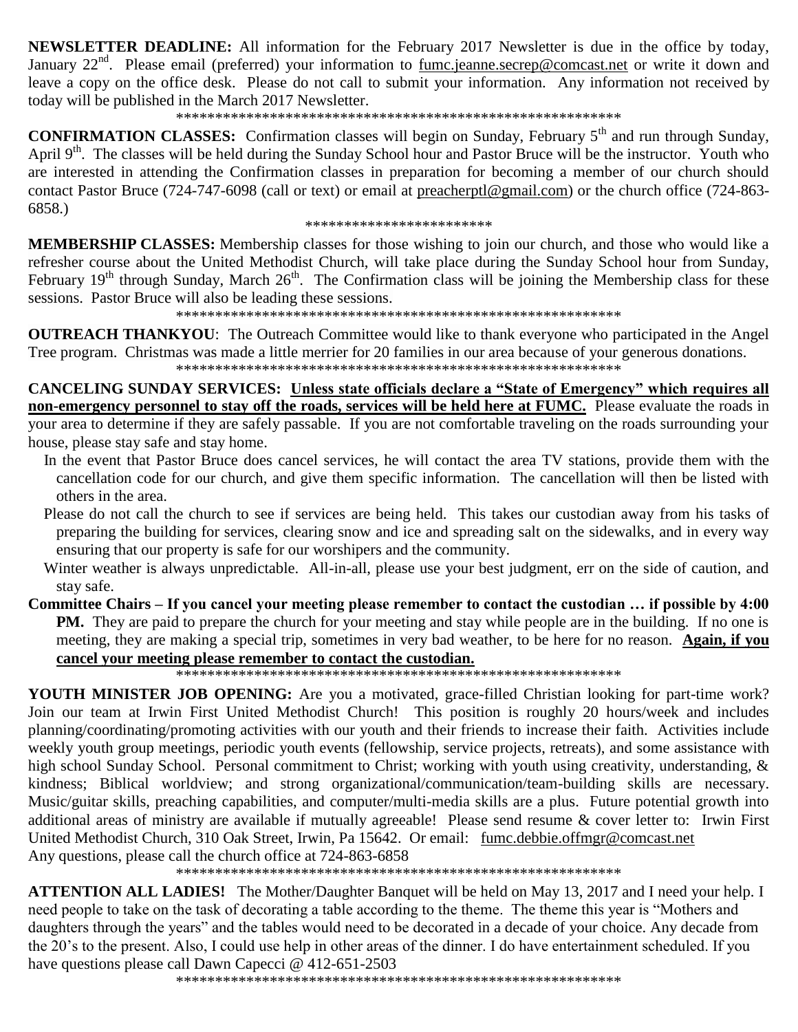**NEWSLETTER DEADLINE:** All information for the February 2017 Newsletter is due in the office by today, January 22nd. Please email (preferred) your information to fumc.jeanne.secrep@comcast.net or write it down and leave a copy on the office desk. Please do not call to submit your information. Any information not received by today will be published in the March 2017 Newsletter.

\*\*\*\*\*\*\*\*\*\*\*\*\*\*\*\*\*\*\*\*\*\*\*\*\*\*\*\*\*\*\*\*\*\*\*\*\*\*\*\*\*\*\*\*\*\*\*\*\*\*\*\*\*\*\*\*\*\*\*\*

**CONFIRMATION CLASSES:** Confirmation classes will begin on Sunday, February 5th and run through Sunday, April 9th. The classes will be held during the Sunday School hour and Pastor Bruce will be the instructor. Youth who are interested in attending the Confirmation classes in preparation for becoming a member of our church should contact Pastor Bruce (724-747-6098 (call or text) or email at preacherptl@gmail.com) or the church office (724-863-6858.)

\*\*\*\*\*\*\*\*\*\*\*\*\*\*\*\*\*\*\*\*\*\*\*\*

**MEMBERSHIP CLASSES:** Membership classes for those wishing to join our church, and those who would like a refresher course about the United Methodist Church, will take place during the Sunday School hour from Sunday, February 19th through Sunday, March 26th. The Confirmation class will be joining the Membership class for these sessions. Pastor Bruce will also be leading these sessions.

\*\*\*\*\*\*\*\*\*\*\*\*\*\*\*\*\*\*\*\*\*\*\*\*\*\*\*\*\*\*\*\*\*\*\*\*\*\*\*\*\*\*\*\*\*\*\*\*\*\*\*\*\*\*\*\*\*\*\*\*

**OUTREACH THANKYOU**: The Outreach Committee would like to thank everyone who participated in the Angel Tree program. Christmas was made a little merrier for 20 families in our area because of your generous donations.

\*\*\*\*\*\*\*\*\*\*\*\*\*\*\*\*\*\*\*\*\*\*\*\*\*\*\*\*\*\*\*\*\*\*\*\*\*\*\*\*\*\*\*\*\*\*\*\*\*\*\*\*\*\*\*\*\*\*\*\*

**CANCELING SUNDAY SERVICES: <u>Unless state officials declare a "State of Emergency" which requires all non-emergency personnel to stay off the roads, services will be held here at FUMC.</u>** Please evaluate the roads in your area to determine if they are safely passable. If you are not comfortable traveling on the roads surrounding your house, please stay safe and stay home.

In the event that Pastor Bruce does cancel services, he will contact the area TV stations, provide them with the cancellation code for our church, and give them specific information. The cancellation will then be listed with others in the area.

Please do not call the church to see if services are being held. This takes our custodian away from his tasks of preparing the building for services, clearing snow and ice and spreading salt on the sidewalks, and in every way ensuring that our property is safe for our worshipers and the community.

Winter weather is always unpredictable. All-in-all, please use your best judgment, err on the side of caution, and stay safe.

**Committee Chairs – If you cancel your meeting please remember to contact the custodian … if possible by 4:00 PM.** They are paid to prepare the church for your meeting and stay while people are in the building. If no one is meeting, they are making a special trip, sometimes in very bad weather, to be here for no reason. **<u>Again, if you cancel your meeting please remember to contact the custodian.</u>**

\*\*\*\*\*\*\*\*\*\*\*\*\*\*\*\*\*\*\*\*\*\*\*\*\*\*\*\*\*\*\*\*\*\*\*\*\*\*\*\*\*\*\*\*\*\*\*\*\*\*\*\*\*\*\*\*\*\*\*\*

**YOUTH MINISTER JOB OPENING:** Are you a motivated, grace-filled Christian looking for part-time work? Join our team at Irwin First United Methodist Church! This position is roughly 20 hours/week and includes planning/coordinating/promoting activities with our youth and their friends to increase their faith. Activities include weekly youth group meetings, periodic youth events (fellowship, service projects, retreats), and some assistance with high school Sunday School. Personal commitment to Christ; working with youth using creativity, understanding, & kindness; Biblical worldview; and strong organizational/communication/team-building skills are necessary. Music/guitar skills, preaching capabilities, and computer/multi-media skills are a plus. Future potential growth into additional areas of ministry are available if mutually agreeable! Please send resume & cover letter to: Irwin First United Methodist Church, 310 Oak Street, Irwin, Pa 15642. Or email: fumc.debbie.offmgr@comcast.net
Any questions, please call the church office at 724-863-6858

\*\*\*\*\*\*\*\*\*\*\*\*\*\*\*\*\*\*\*\*\*\*\*\*\*\*\*\*\*\*\*\*\*\*\*\*\*\*\*\*\*\*\*\*\*\*\*\*\*\*\*\*\*\*\*\*\*\*\*\*

**ATTENTION ALL LADIES!** The Mother/Daughter Banquet will be held on May 13, 2017 and I need your help. I need people to take on the task of decorating a table according to the theme. The theme this year is "Mothers and daughters through the years" and the tables would need to be decorated in a decade of your choice. Any decade from the 20's to the present. Also, I could use help in other areas of the dinner. I do have entertainment scheduled. If you have questions please call Dawn Capecci @ 412-651-2503

\*\*\*\*\*\*\*\*\*\*\*\*\*\*\*\*\*\*\*\*\*\*\*\*\*\*\*\*\*\*\*\*\*\*\*\*\*\*\*\*\*\*\*\*\*\*\*\*\*\*\*\*\*\*\*\*\*\*\*\*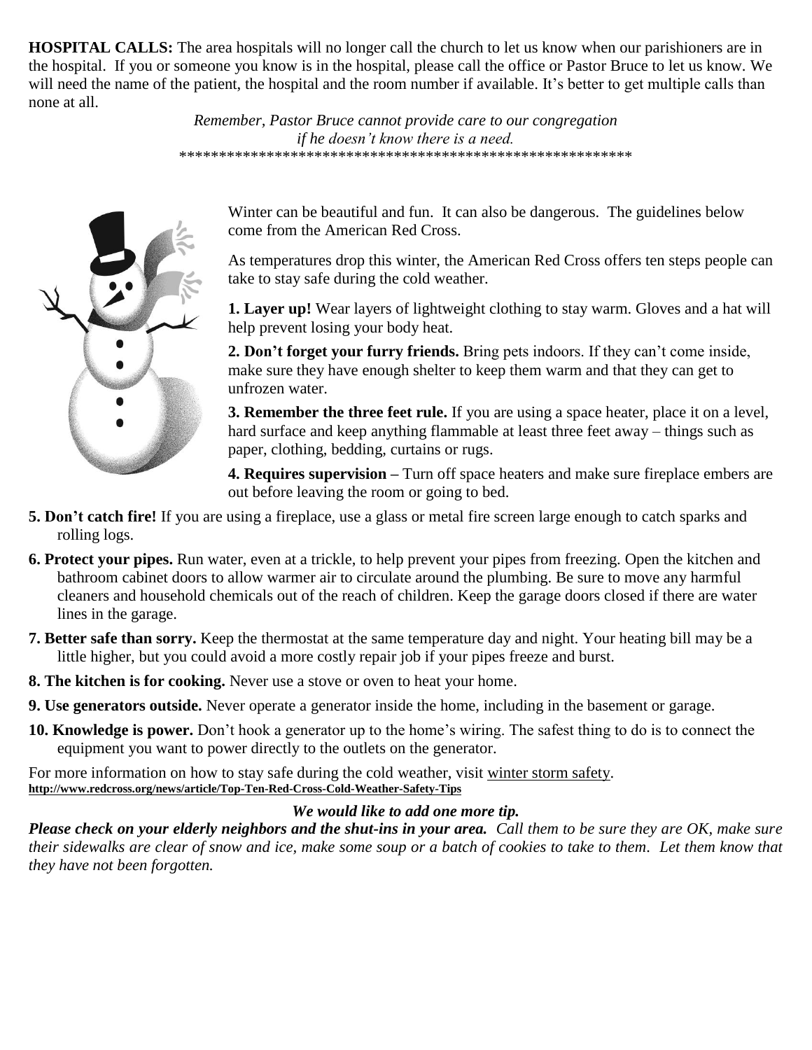**HOSPITAL CALLS:** The area hospitals will no longer call the church to let us know when our parishioners are in the hospital. If you or someone you know is in the hospital, please call the office or Pastor Bruce to let us know. We will need the name of the patient, the hospital and the room number if available. It's better to get multiple calls than none at all.

*Remember, Pastor Bruce cannot provide care to our congregation if he doesn't know there is a need.*

*********************************************************

Winter can be beautiful and fun. It can also be dangerous. The guidelines below come from the American Red Cross.

As temperatures drop this winter, the American Red Cross offers ten steps people can take to stay safe during the cold weather.

**1. Layer up!** Wear layers of lightweight clothing to stay warm. Gloves and a hat will help prevent losing your body heat.

**2. Don't forget your furry friends.** Bring pets indoors. If they can't come inside, make sure they have enough shelter to keep them warm and that they can get to unfrozen water.

**3. Remember the three feet rule.** If you are using a space heater, place it on a level, hard surface and keep anything flammable at least three feet away – things such as paper, clothing, bedding, curtains or rugs.

**4. Requires supervision –** Turn off space heaters and make sure fireplace embers are out before leaving the room or going to bed.

**5. Don't catch fire!** If you are using a fireplace, use a glass or metal fire screen large enough to catch sparks and rolling logs.

**6. Protect your pipes.** Run water, even at a trickle, to help prevent your pipes from freezing. Open the kitchen and bathroom cabinet doors to allow warmer air to circulate around the plumbing. Be sure to move any harmful cleaners and household chemicals out of the reach of children. Keep the garage doors closed if there are water lines in the garage.

**7. Better safe than sorry.** Keep the thermostat at the same temperature day and night. Your heating bill may be a little higher, but you could avoid a more costly repair job if your pipes freeze and burst.

**8. The kitchen is for cooking.** Never use a stove or oven to heat your home.

**9. Use generators outside.** Never operate a generator inside the home, including in the basement or garage.

**10. Knowledge is power.** Don't hook a generator up to the home's wiring. The safest thing to do is to connect the equipment you want to power directly to the outlets on the generator.

For more information on how to stay safe during the cold weather, visit winter storm safety.
**http://www.redcross.org/news/article/Top-Ten-Red-Cross-Cold-Weather-Safety-Tips**

***We would like to add one more tip.***

***Please check on your elderly neighbors and the shut-ins in your area.*** *Call them to be sure they are OK, make sure their sidewalks are clear of snow and ice, make some soup or a batch of cookies to take to them. Let them know that they have not been forgotten.*